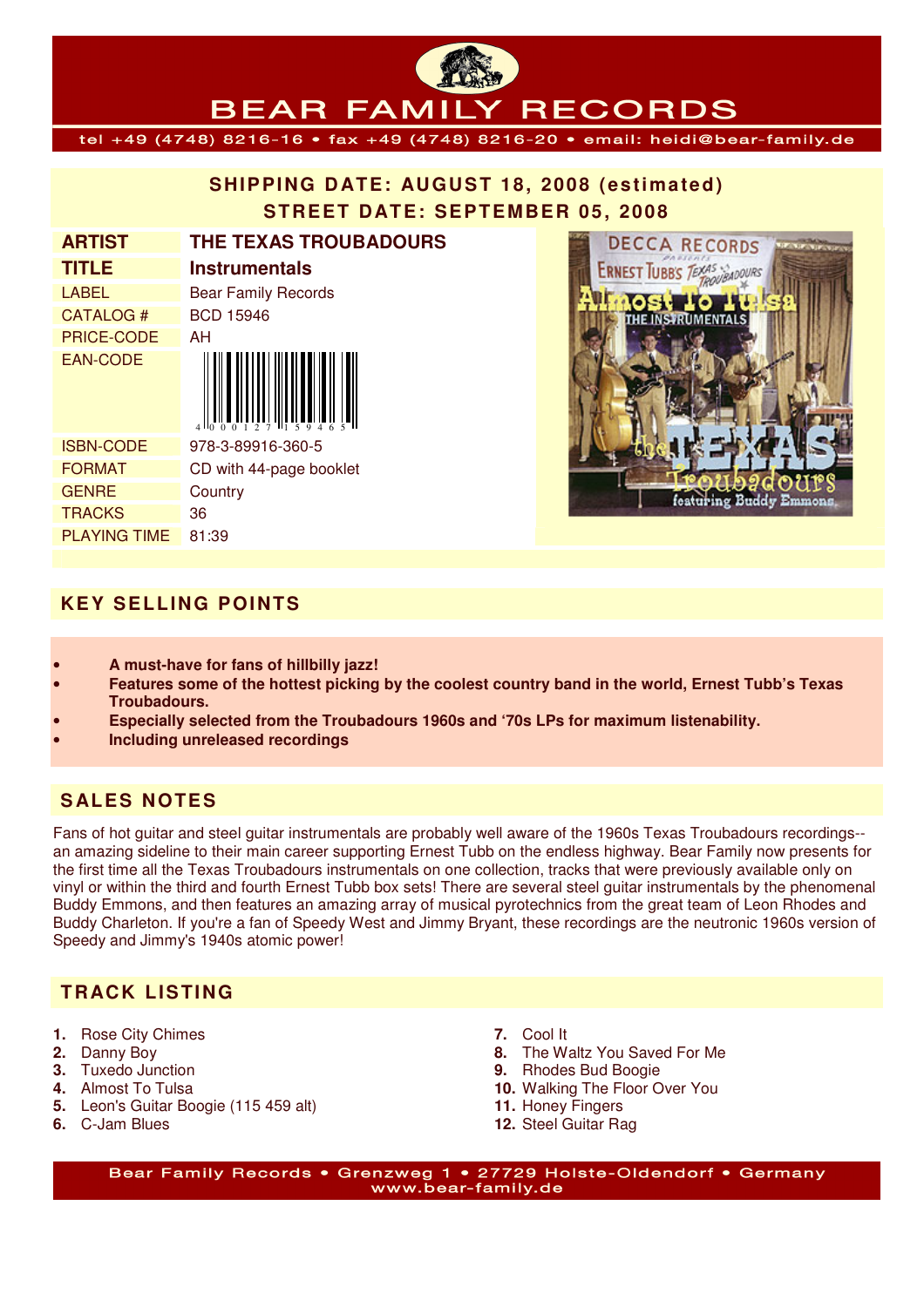# BEAR FAMILY RECORDS

tel +49 (4748) 8216-16 • fax +49 (4748) 8216-20 • email: heidi@bear-family.de

**SHIPPING DATE: AUGUST 18, 2008 (estimated)**
**STREET DATE: SEPTEMBER 05, 2008**

| | |
|---|---|
| **ARTIST** | **THE TEXAS TROUBADOURS** |
| **TITLE** | **Instrumentals** |
| LABEL | Bear Family Records |
| CATALOG # | BCD 15946 |
| PRICE-CODE | AH |
| EAN-CODE | 4 000127 159465 |
| ISBN-CODE | 978-3-89916-360-5 |
| FORMAT | CD with 44-page booklet |
| GENRE | Country |
| TRACKS | 36 |
| PLAYING TIME | 81:39 |

## KEY SELLING POINTS

- **A must-have for fans of hillbilly jazz!**
- **Features some of the hottest picking by the coolest country band in the world, Ernest Tubb's Texas Troubadours.**
- **Especially selected from the Troubadours 1960s and '70s LPs for maximum listenability.**
- **Including unreleased recordings**

## SALES NOTES

Fans of hot guitar and steel guitar instrumentals are probably well aware of the 1960s Texas Troubadours recordings--an amazing sideline to their main career supporting Ernest Tubb on the endless highway. Bear Family now presents for the first time all the Texas Troubadours instrumentals on one collection, tracks that were previously available only on vinyl or within the third and fourth Ernest Tubb box sets! There are several steel guitar instrumentals by the phenomenal Buddy Emmons, and then features an amazing array of musical pyrotechnics from the great team of Leon Rhodes and Buddy Charleton. If you're a fan of Speedy West and Jimmy Bryant, these recordings are the neutronic 1960s version of Speedy and Jimmy's 1940s atomic power!

## TRACK LISTING

1. Rose City Chimes
2. Danny Boy
3. Tuxedo Junction
4. Almost To Tulsa
5. Leon's Guitar Boogie (115 459 alt)
6. C-Jam Blues
7. Cool It
8. The Waltz You Saved For Me
9. Rhodes Bud Boogie
10. Walking The Floor Over You
11. Honey Fingers
12. Steel Guitar Rag

Bear Family Records • Grenzweg 1 • 27729 Holste-Oldendorf • Germany
www.bear-family.de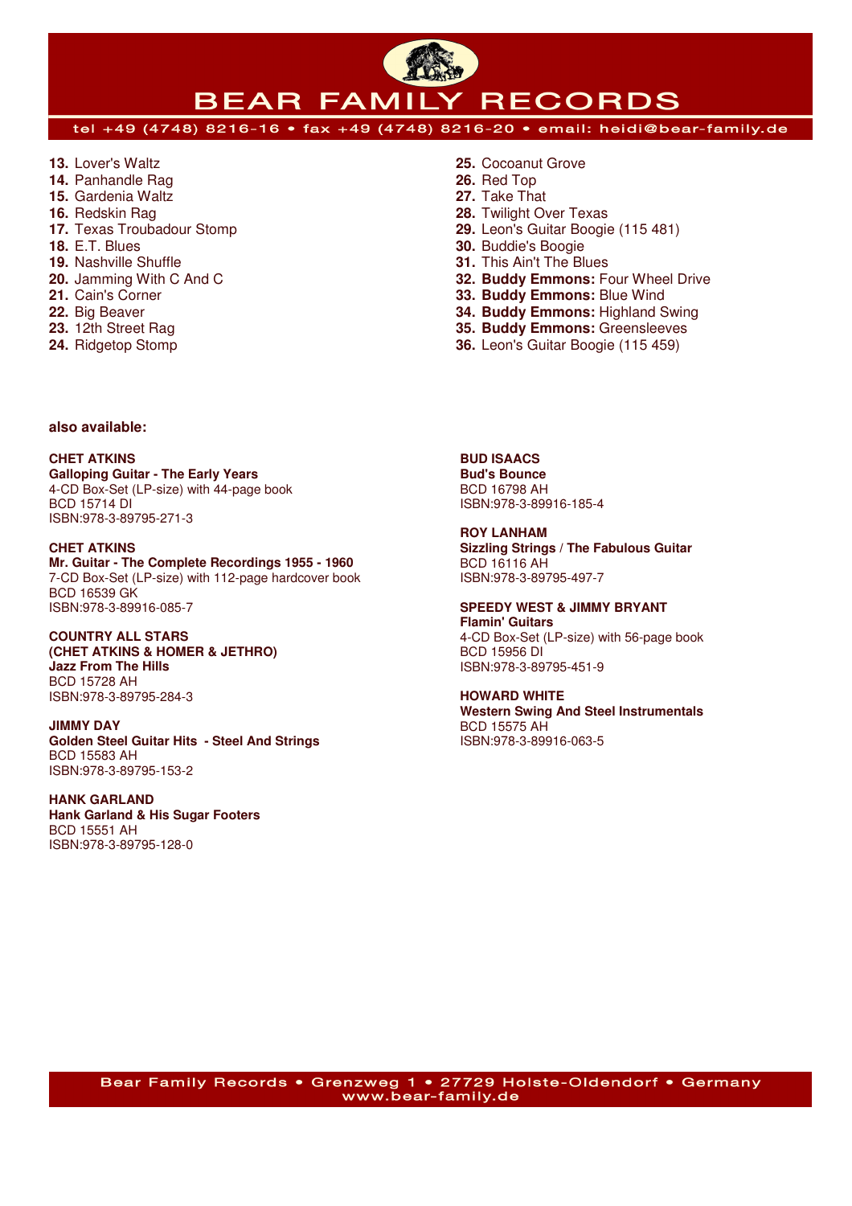13. Lover's Waltz
14. Panhandle Rag
15. Gardenia Waltz
16. Redskin Rag
17. Texas Troubadour Stomp
18. E.T. Blues
19. Nashville Shuffle
20. Jamming With C And C
21. Cain's Corner
22. Big Beaver
23. 12th Street Rag
24. Ridgetop Stomp
25. Cocoanut Grove
26. Red Top
27. Take That
28. Twilight Over Texas
29. Leon's Guitar Boogie (115 481)
30. Buddie's Boogie
31. This Ain't The Blues
32. **Buddy Emmons:** Four Wheel Drive
33. **Buddy Emmons:** Blue Wind
34. **Buddy Emmons:** Highland Swing
35. **Buddy Emmons:** Greensleeves
36. Leon's Guitar Boogie (115 459)

**also available:**

**CHET ATKINS**
**Galloping Guitar - The Early Years**
4-CD Box-Set (LP-size) with 44-page book
BCD 15714 DI
ISBN:978-3-89795-271-3

**CHET ATKINS**
**Mr. Guitar - The Complete Recordings 1955 - 1960**
7-CD Box-Set (LP-size) with 112-page hardcover book
BCD 16539 GK
ISBN:978-3-89916-085-7

**COUNTRY ALL STARS**
**(CHET ATKINS & HOMER & JETHRO)**
**Jazz From The Hills**
BCD 15728 AH
ISBN:978-3-89795-284-3

**JIMMY DAY**
**Golden Steel Guitar Hits - Steel And Strings**
BCD 15583 AH
ISBN:978-3-89795-153-2

**HANK GARLAND**
**Hank Garland & His Sugar Footers**
BCD 15551 AH
ISBN:978-3-89795-128-0

**BUD ISAACS**
**Bud's Bounce**
BCD 16798 AH
ISBN:978-3-89916-185-4

**ROY LANHAM**
**Sizzling Strings / The Fabulous Guitar**
BCD 16116 AH
ISBN:978-3-89795-497-7

**SPEEDY WEST & JIMMY BRYANT**
**Flamin' Guitars**
4-CD Box-Set (LP-size) with 56-page book
BCD 15956 DI
ISBN:978-3-89795-451-9

**HOWARD WHITE**
**Western Swing And Steel Instrumentals**
BCD 15575 AH
ISBN:978-3-89916-063-5